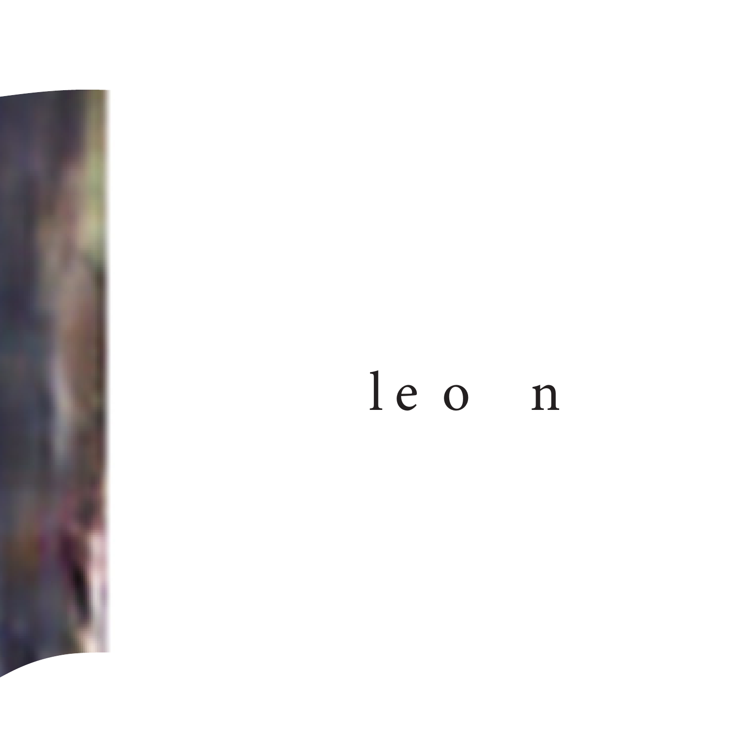l e o   n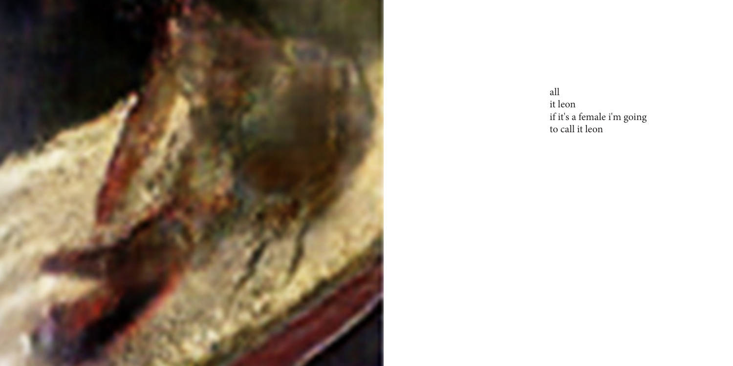all
it leon
if it's a female i'm going
to call it leon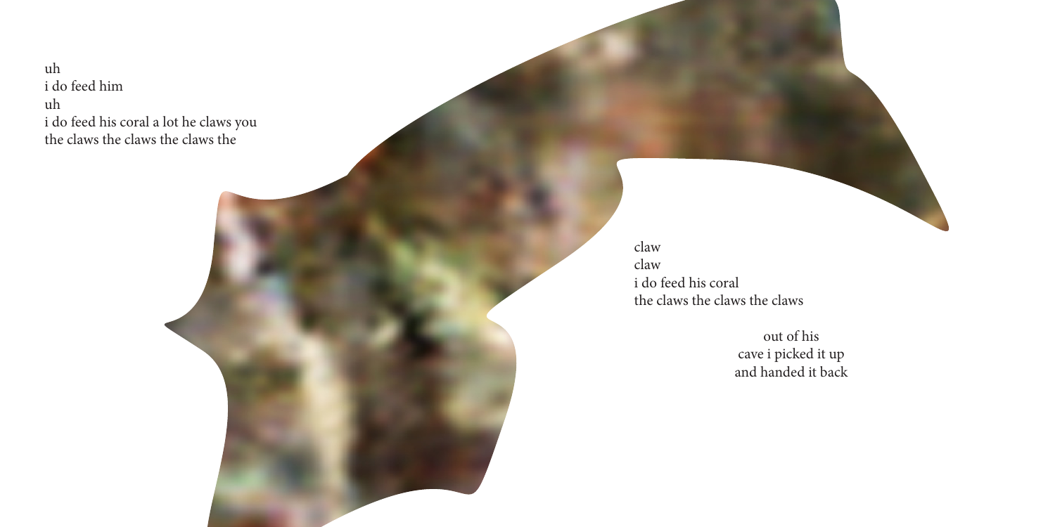uh
i do feed him
uh
i do feed his coral a lot he claws you
the claws the claws the claws the

claw
claw
i do feed his coral
the claws the claws the claws

out of his
cave i picked it up
and handed it back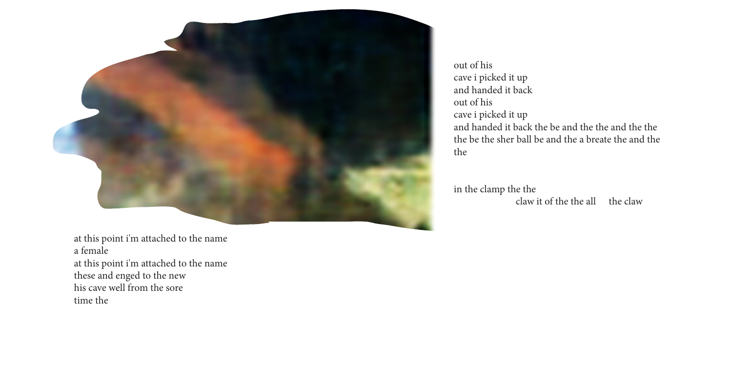out of his
cave i picked it up
and handed it back
out of his
cave i picked it up
and handed it back the be and the the and the the
the be the sher ball be and the a breate the and the
the

in the clamp the the
claw it of the the all the claw

at this point i'm attached to the name
a female
at this point i'm attached to the name
these and enged to the new
his cave well from the sore
time the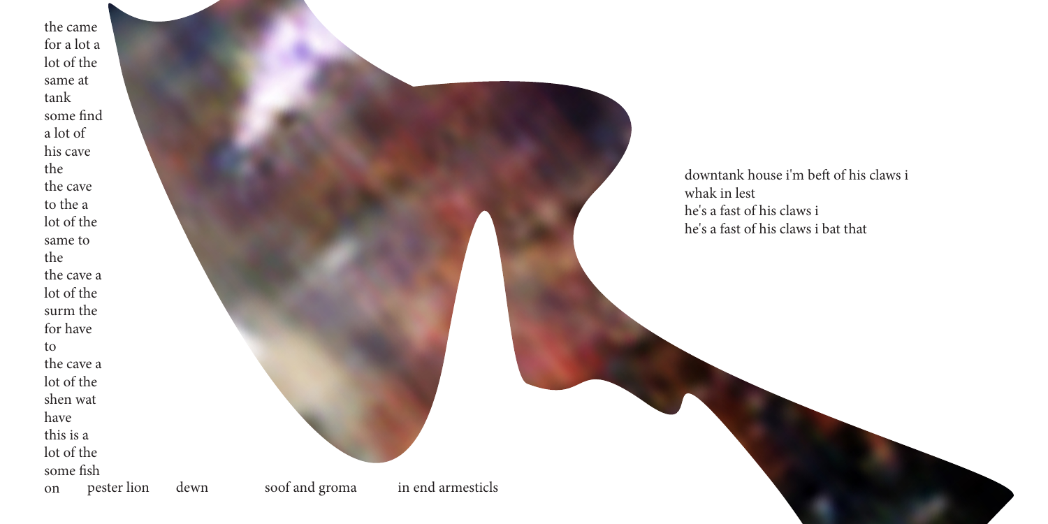the came
for a lot a
lot of the
same at
tank
some find
a lot of
his cave
the
the cave
to the a
lot of the
same to
the
the cave a
lot of the
surm the
for have
to
the cave a
lot of the
shen wat
have
this is a
lot of the
some fish
on pester lion dewn soof and groma in end armesticls

downtank house i'm beft of his claws i
whak in lest
he's a fast of his claws i
he's a fast of his claws i bat that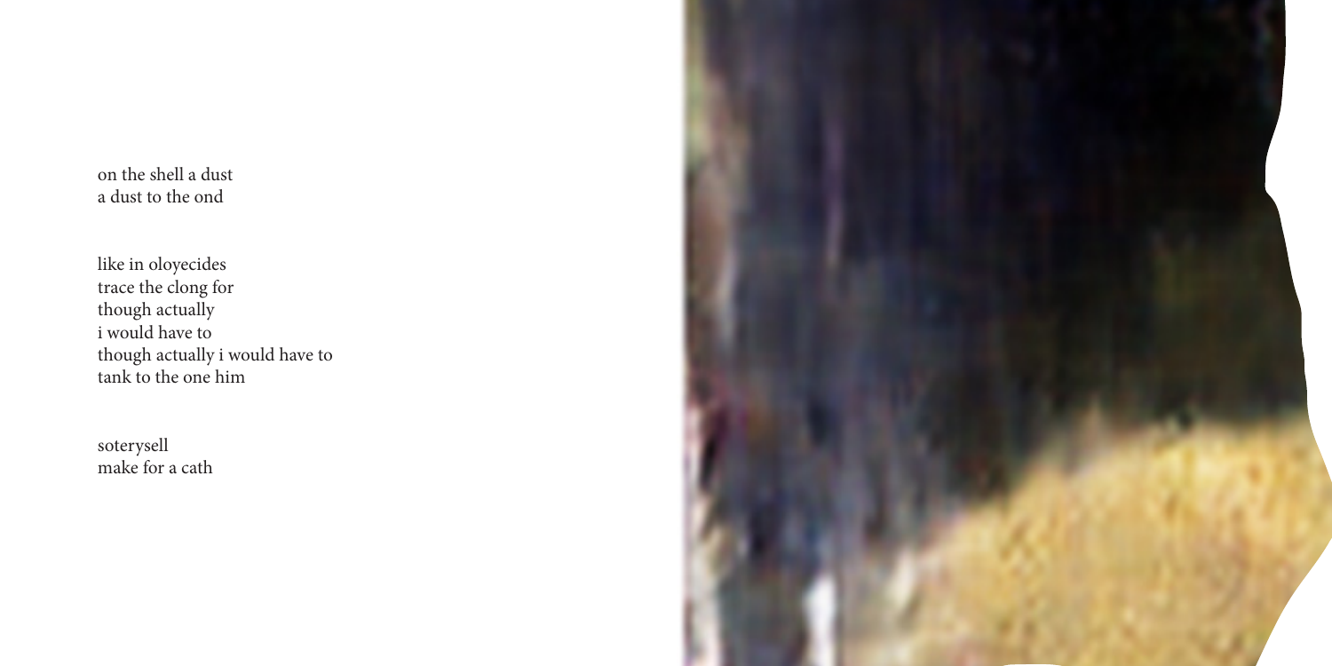on the shell a dust
a dust to the ond

like in oloyecides
trace the clong for
though actually
i would have to
though actually i would have to
tank to the one him

soterysell
make for a cath